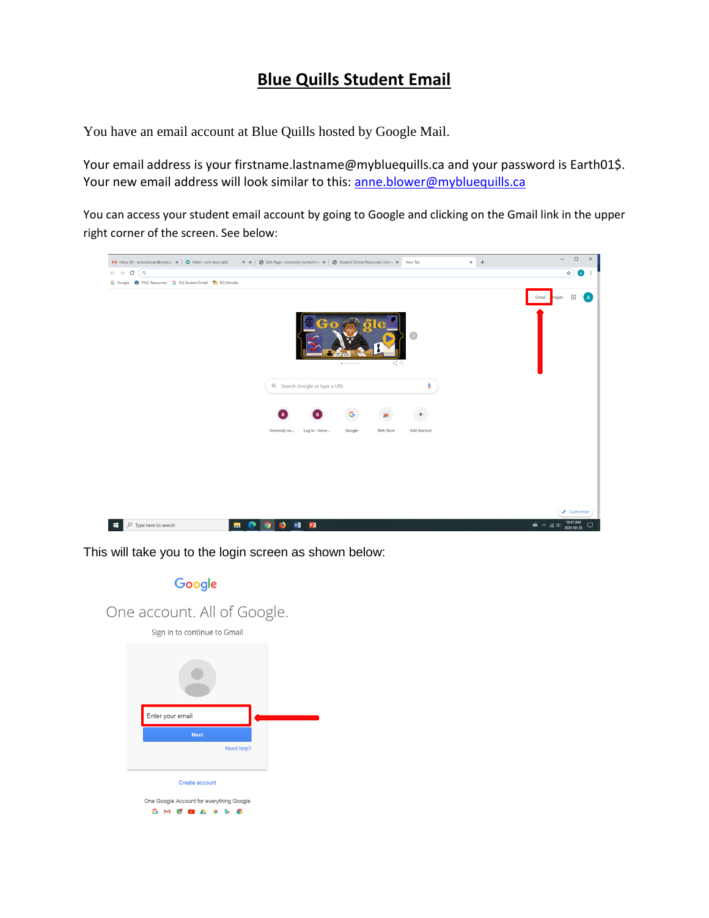# Blue Quills Student Email

You have an email account at Blue Quills hosted by Google Mail.

Your email address is your firstname.lastname@mybluequills.ca and your password is Earth01$. Your new email address will look similar to this: anne.blower@mybluequills.ca

You can access your student email account by going to Google and clicking on the Gmail link in the upper right corner of the screen. See below:

This will take you to the login screen as shown below: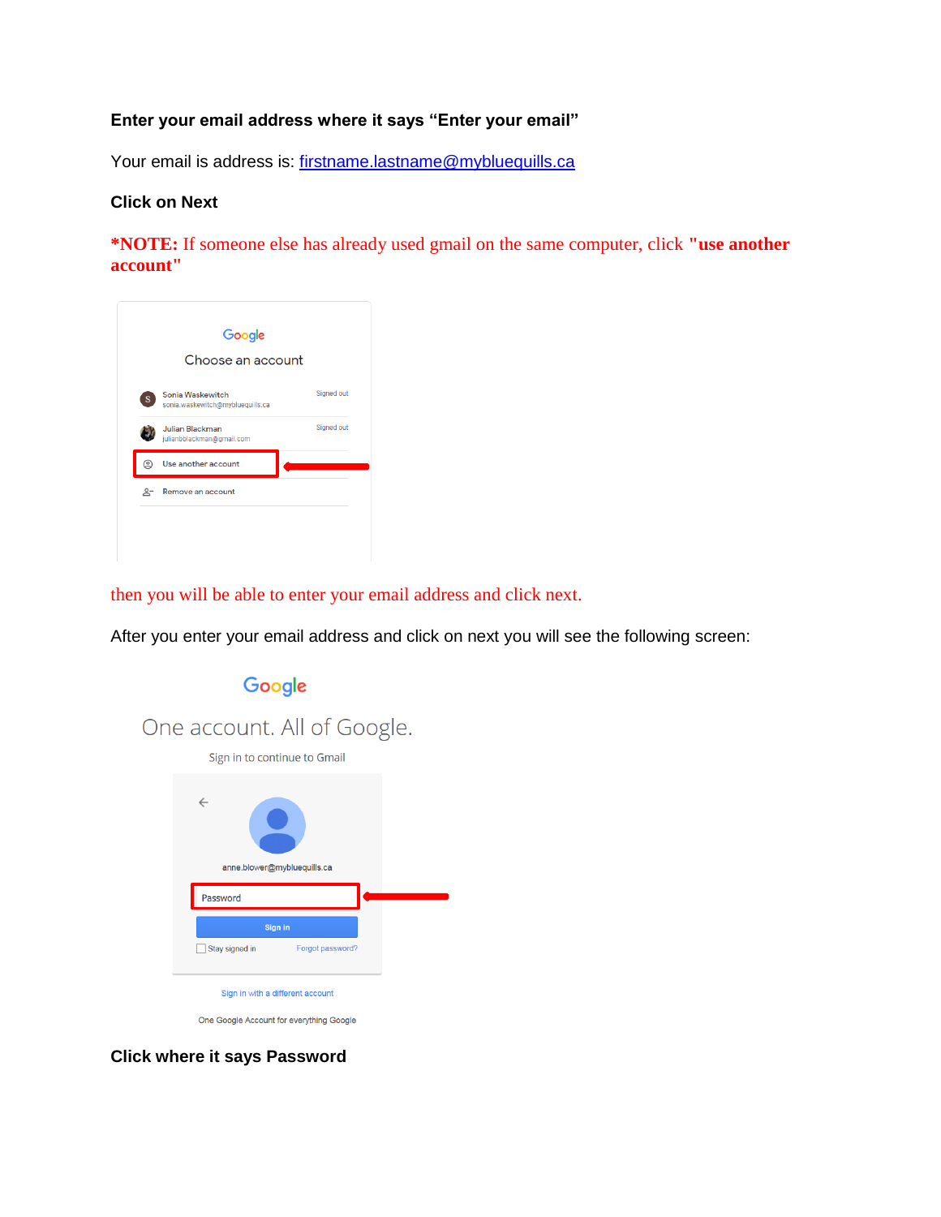**Enter your email address where it says "Enter your email"**

Your email is address is: [firstname.lastname@mybluequills.ca](mailto:firstname.lastname@mybluequills.ca)

**Click on Next**

***NOTE:** If someone else has already used gmail on the same computer, click **"use another account"**

then you will be able to enter your email address and click next.

After you enter your email address and click on next you will see the following screen:

**Click where it says Password**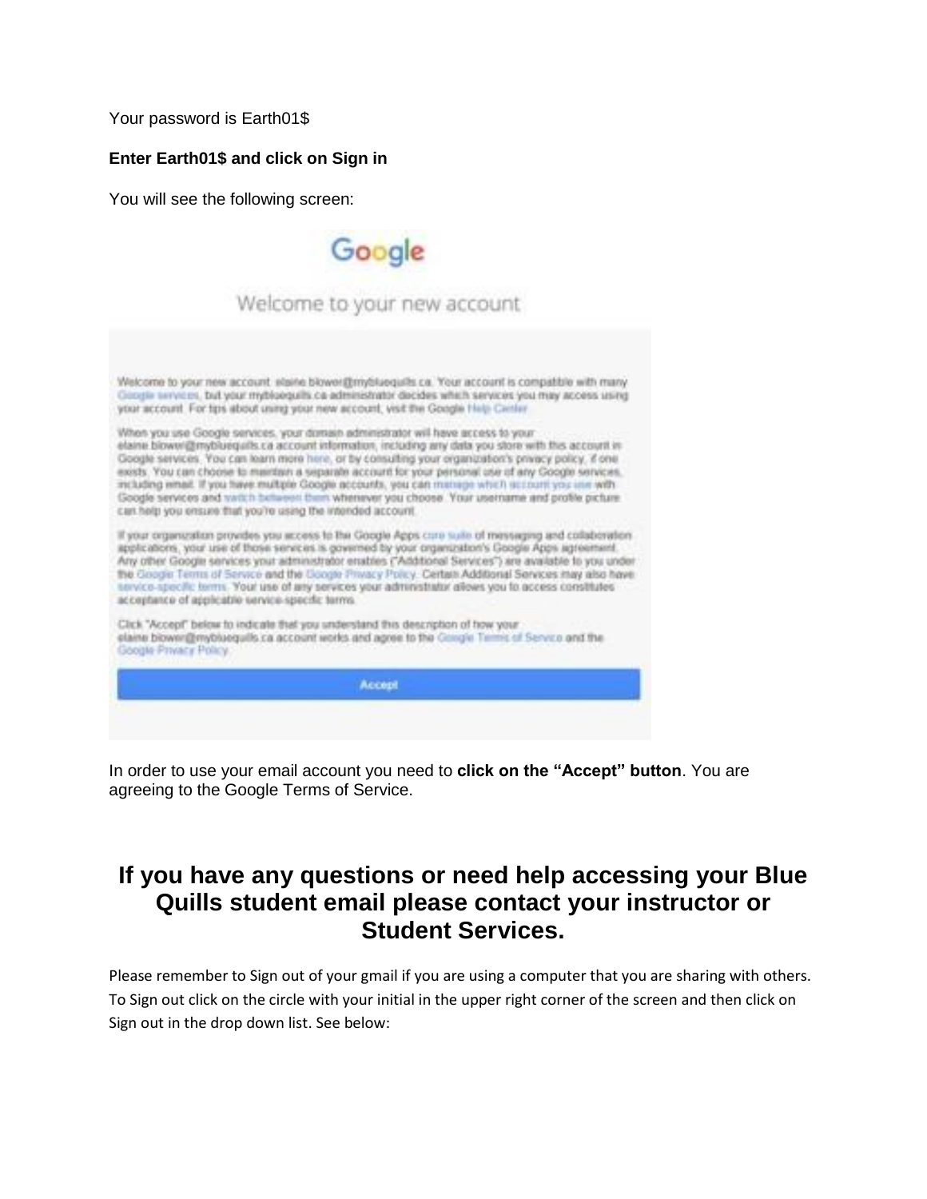Your password is Earth01$

**Enter Earth01$ and click on Sign in**

You will see the following screen:

Google

Welcome to your new account

Welcome to your new account: elaine blower@mybluequills.ca. Your account is compatible with many Google services, but your mybluequills.ca administrator decides which services you may access using your account. For tips about using your new account, visit the Google Help Center.

When you use Google services, your domain administrator will have access to your elaine blower@mybluequills.ca account information, including any data you store with this account in Google services. You can learn more here, or by consulting your organization's privacy policy, if one exists. You can choose to maintain a separate account for your personal use of any Google services, including email. If you have multiple Google accounts, you can manage which account you use with Google services and switch between them whenever you choose. Your username and profile picture can help you ensure that you're using the intended account.

If your organization provides you access to the Google Apps core suite of messaging and collaboration applications, your use of those services is governed by your organization's Google Apps agreement. Any other Google services your administrator enables ("Additional Services") are available to you under the Google Terms of Service and the Google Privacy Policy. Certain Additional Services may also have service-specific terms. Your use of any services your administrator allows you to access constitutes acceptance of applicable service-specific terms.

Click "Accept" below to indicate that you understand this description of how your elaine blower@mybluequills.ca account works and agree to the Google Terms of Service and the Google Privacy Policy.

Accept

In order to use your email account you need to **click on the "Accept" button**. You are agreeing to the Google Terms of Service.

## If you have any questions or need help accessing your Blue Quills student email please contact your instructor or Student Services.

Please remember to Sign out of your gmail if you are using a computer that you are sharing with others. To Sign out click on the circle with your initial in the upper right corner of the screen and then click on Sign out in the drop down list. See below: